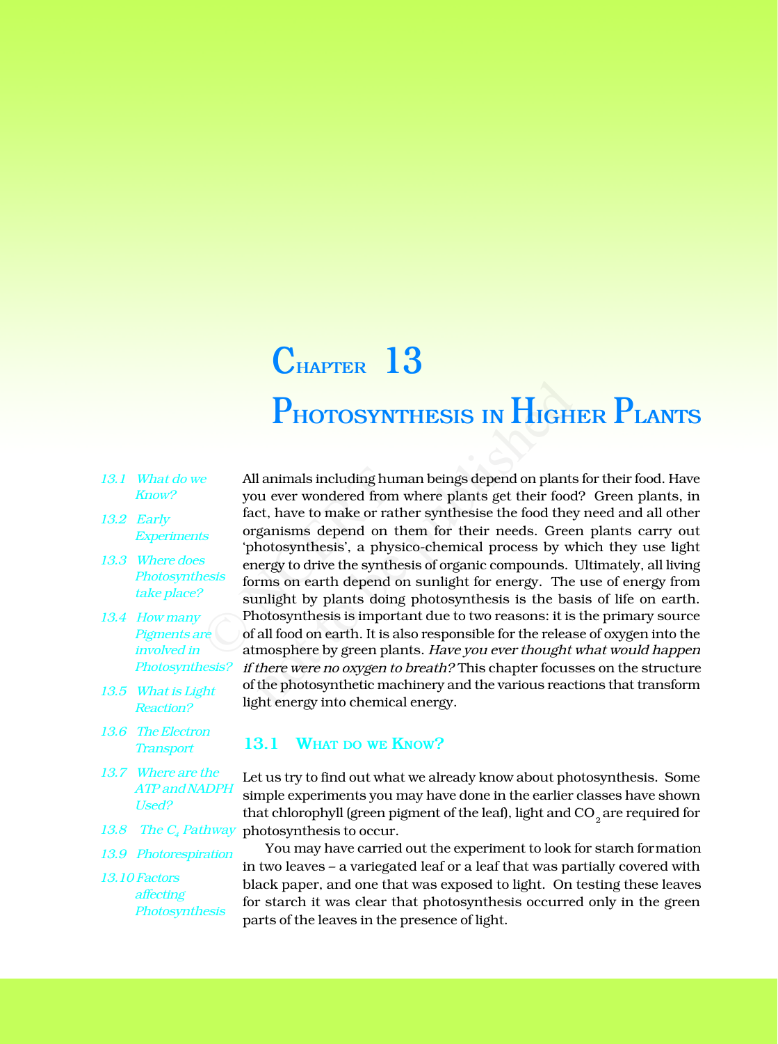# Chapter 13

# Photosynthesis in Higher Plants

*13.1 What do we Know?*

*13.2 Early Experiments*

*13.3 Where does Photosynthesis take place?*

*13.4 How many Pigments are involved in Photosynthesis?*

*13.5 What is Light Reaction?*

*13.6 The Electron Transport*

*13.7 Where are the ATP and NADPH Used?*

*13.8 The $C_4$ Pathway*

*13.9 Photorespiration*

*13.10 Factors affecting Photosynthesis*

All animals including human beings depend on plants for their food. Have you ever wondered from where plants get their food? Green plants, in fact, have to make or rather synthesise the food they need and all other organisms depend on them for their needs. Green plants carry out 'photosynthesis', a physico-chemical process by which they use light energy to drive the synthesis of organic compounds. Ultimately, all living forms on earth depend on sunlight for energy. The use of energy from sunlight by plants doing photosynthesis is the basis of life on earth. Photosynthesis is important due to two reasons: it is the primary source of all food on earth. It is also responsible for the release of oxygen into the atmosphere by green plants. *Have you ever thought what would happen if there were no oxygen to breath?* This chapter focusses on the structure of the photosynthetic machinery and the various reactions that transform light energy into chemical energy.

## 13.1 What do we Know?

Let us try to find out what we already know about photosynthesis. Some simple experiments you may have done in the earlier classes have shown that chlorophyll (green pigment of the leaf), light and $CO_2$ are required for photosynthesis to occur.

You may have carried out the experiment to look for starch formation in two leaves – a variegated leaf or a leaf that was partially covered with black paper, and one that was exposed to light. On testing these leaves for starch it was clear that photosynthesis occurred only in the green parts of the leaves in the presence of light.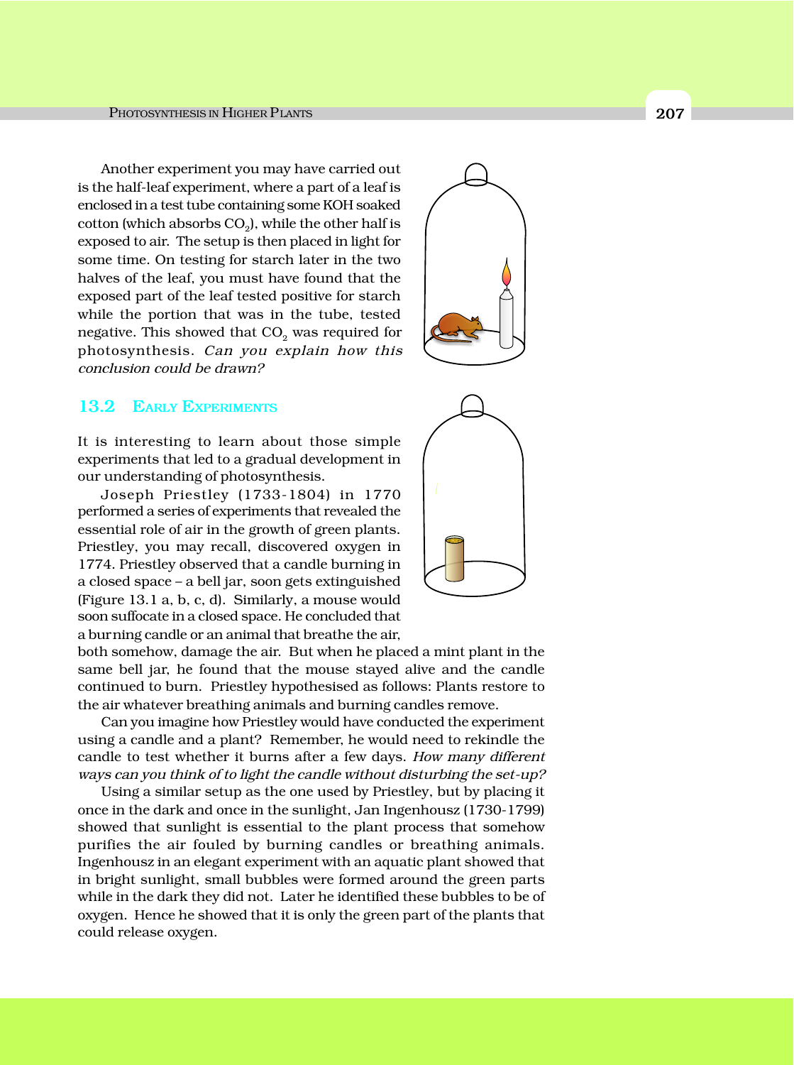Another experiment you may have carried out is the half-leaf experiment, where a part of a leaf is enclosed in a test tube containing some KOH soaked cotton (which absorbs $CO_2$), while the other half is exposed to air. The setup is then placed in light for some time. On testing for starch later in the two halves of the leaf, you must have found that the exposed part of the leaf tested positive for starch while the portion that was in the tube, tested negative. This showed that $CO_2$ was required for photosynthesis. *Can you explain how this conclusion could be drawn?*

## 13.2 Early Experiments

It is interesting to learn about those simple experiments that led to a gradual development in our understanding of photosynthesis.

Joseph Priestley (1733-1804) in 1770 performed a series of experiments that revealed the essential role of air in the growth of green plants. Priestley, you may recall, discovered oxygen in 1774. Priestley observed that a candle burning in a closed space – a bell jar, soon gets extinguished (Figure 13.1 a, b, c, d). Similarly, a mouse would soon suffocate in a closed space. He concluded that a burning candle or an animal that breathe the air, both somehow, damage the air. But when he placed a mint plant in the same bell jar, he found that the mouse stayed alive and the candle continued to burn. Priestley hypothesised as follows: Plants restore to the air whatever breathing animals and burning candles remove.

Can you imagine how Priestley would have conducted the experiment using a candle and a plant? Remember, he would need to rekindle the candle to test whether it burns after a few days. *How many different ways can you think of to light the candle without disturbing the set-up?*

Using a similar setup as the one used by Priestley, but by placing it once in the dark and once in the sunlight, Jan Ingenhousz (1730-1799) showed that sunlight is essential to the plant process that somehow purifies the air fouled by burning candles or breathing animals. Ingenhousz in an elegant experiment with an aquatic plant showed that in bright sunlight, small bubbles were formed around the green parts while in the dark they did not. Later he identified these bubbles to be of oxygen. Hence he showed that it is only the green part of the plants that could release oxygen.